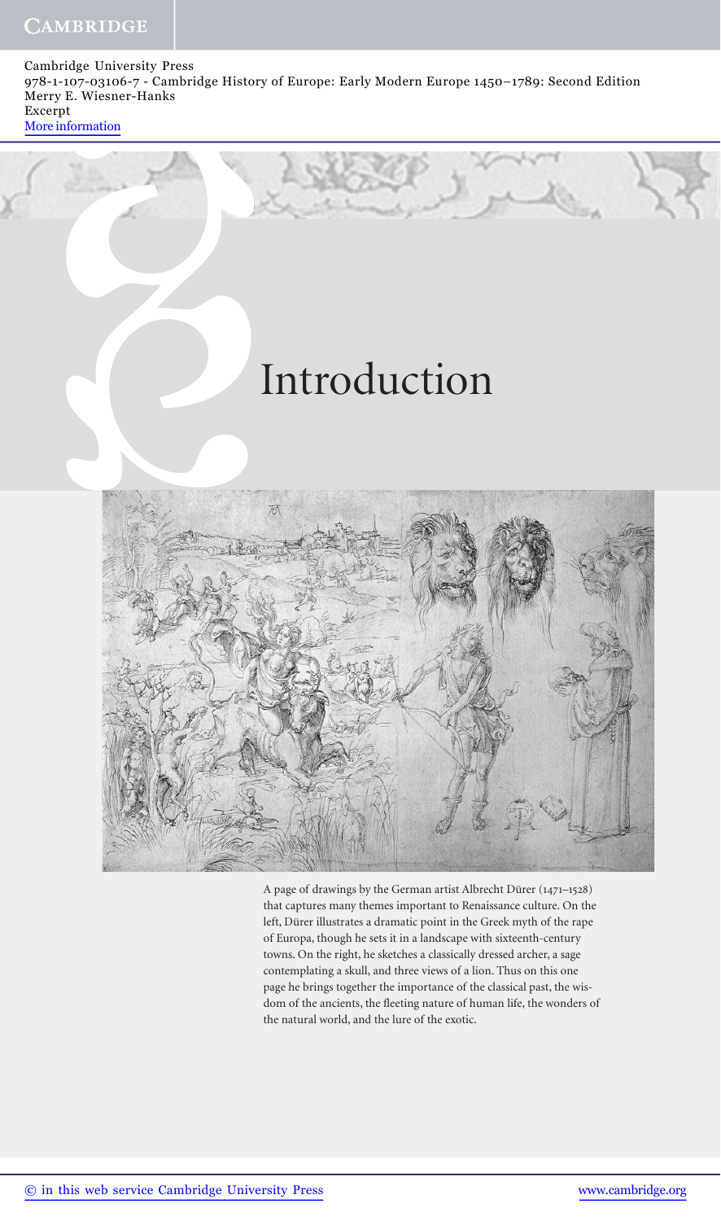# Introduction

A page of drawings by the German artist Albrecht Dürer (1471–1528) that captures many themes important to Renaissance culture. On the left, Dürer illustrates a dramatic point in the Greek myth of the rape of Europa, though he sets it in a landscape with sixteenth-century towns. On the right, he sketches a classically dressed archer, a sage contemplating a skull, and three views of a lion. Thus on this one page he brings together the importance of the classical past, the wisdom of the ancients, the fleeting nature of human life, the wonders of the natural world, and the lure of the exotic.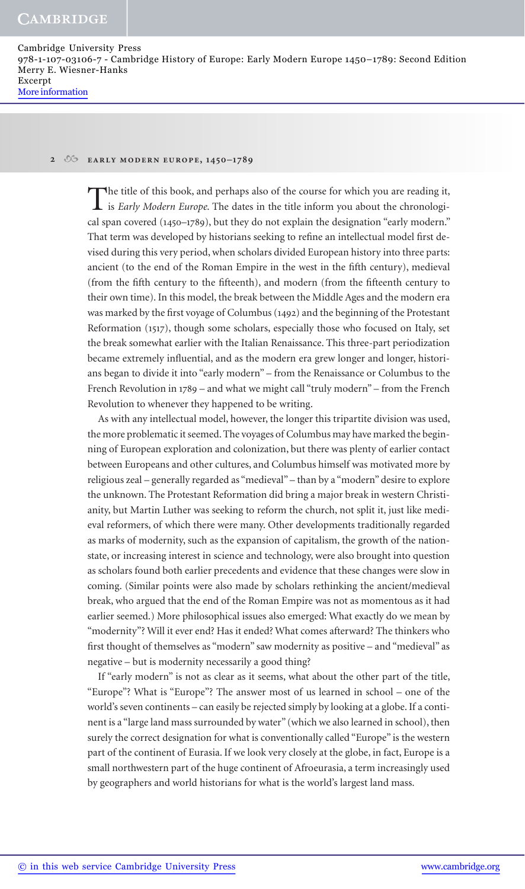The title of this book, and perhaps also of the course for which you are reading it, is *Early Modern Europe*. The dates in the title inform you about the chronological span covered (1450–1789), but they do not explain the designation "early modern." That term was developed by historians seeking to refine an intellectual model first devised during this very period, when scholars divided European history into three parts: ancient (to the end of the Roman Empire in the west in the fifth century), medieval (from the fifth century to the fifteenth), and modern (from the fifteenth century to their own time). In this model, the break between the Middle Ages and the modern era was marked by the first voyage of Columbus (1492) and the beginning of the Protestant Reformation (1517), though some scholars, especially those who focused on Italy, set the break somewhat earlier with the Italian Renaissance. This three-part periodization became extremely influential, and as the modern era grew longer and longer, historians began to divide it into "early modern" – from the Renaissance or Columbus to the French Revolution in 1789 – and what we might call "truly modern" – from the French Revolution to whenever they happened to be writing.

As with any intellectual model, however, the longer this tripartite division was used, the more problematic it seemed. The voyages of Columbus may have marked the beginning of European exploration and colonization, but there was plenty of earlier contact between Europeans and other cultures, and Columbus himself was motivated more by religious zeal – generally regarded as "medieval" – than by a "modern" desire to explore the unknown. The Protestant Reformation did bring a major break in western Christianity, but Martin Luther was seeking to reform the church, not split it, just like medieval reformers, of which there were many. Other developments traditionally regarded as marks of modernity, such as the expansion of capitalism, the growth of the nation-state, or increasing interest in science and technology, were also brought into question as scholars found both earlier precedents and evidence that these changes were slow in coming. (Similar points were also made by scholars rethinking the ancient/medieval break, who argued that the end of the Roman Empire was not as momentous as it had earlier seemed.) More philosophical issues also emerged: What exactly do we mean by "modernity"? Will it ever end? Has it ended? What comes afterward? The thinkers who first thought of themselves as "modern" saw modernity as positive – and "medieval" as negative – but is modernity necessarily a good thing?

If "early modern" is not as clear as it seems, what about the other part of the title, "Europe"? What is "Europe"? The answer most of us learned in school – one of the world's seven continents – can easily be rejected simply by looking at a globe. If a continent is a "large land mass surrounded by water" (which we also learned in school), then surely the correct designation for what is conventionally called "Europe" is the western part of the continent of Eurasia. If we look very closely at the globe, in fact, Europe is a small northwestern part of the huge continent of Afroeurasia, a term increasingly used by geographers and world historians for what is the world's largest land mass.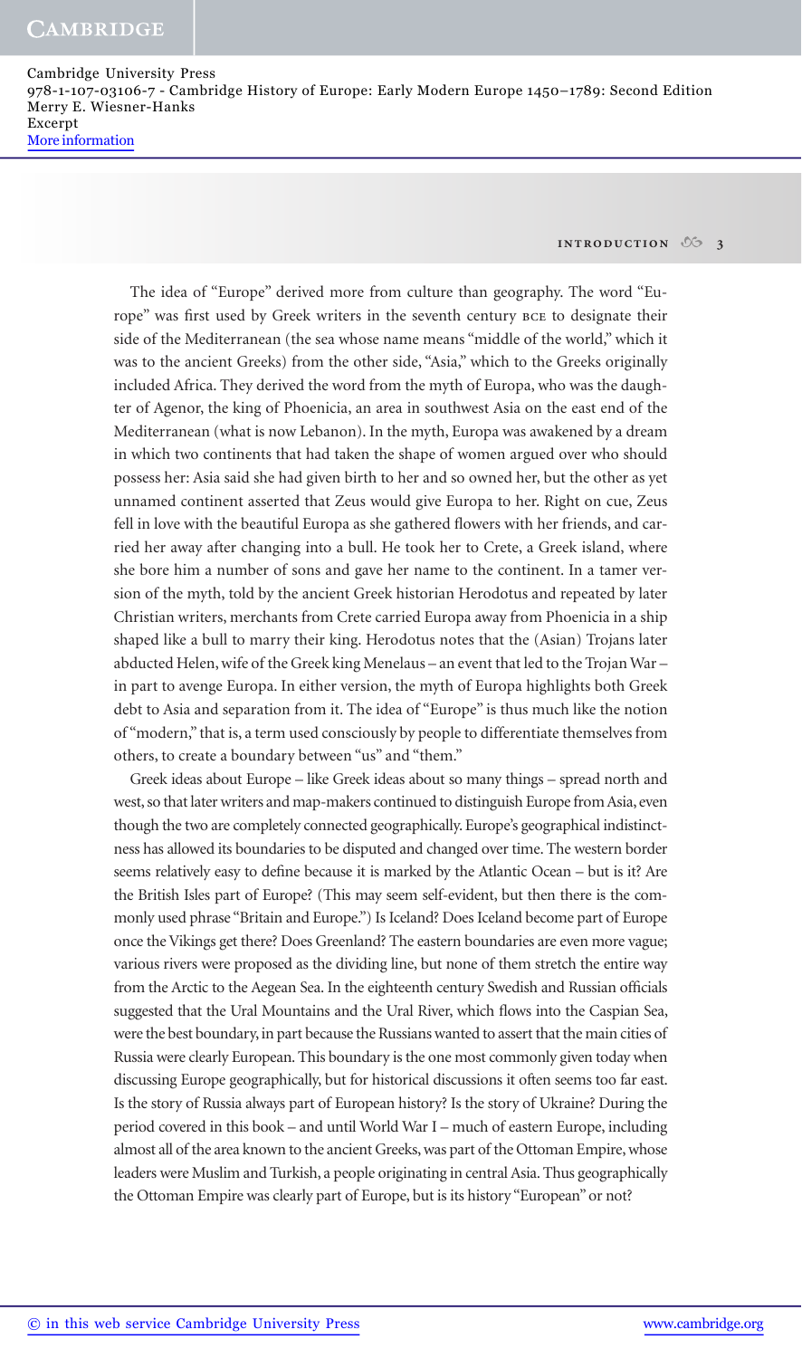The idea of "Europe" derived more from culture than geography. The word "Europe" was first used by Greek writers in the seventh century BCE to designate their side of the Mediterranean (the sea whose name means "middle of the world," which it was to the ancient Greeks) from the other side, "Asia," which to the Greeks originally included Africa. They derived the word from the myth of Europa, who was the daughter of Agenor, the king of Phoenicia, an area in southwest Asia on the east end of the Mediterranean (what is now Lebanon). In the myth, Europa was awakened by a dream in which two continents that had taken the shape of women argued over who should possess her: Asia said she had given birth to her and so owned her, but the other as yet unnamed continent asserted that Zeus would give Europa to her. Right on cue, Zeus fell in love with the beautiful Europa as she gathered flowers with her friends, and carried her away after changing into a bull. He took her to Crete, a Greek island, where she bore him a number of sons and gave her name to the continent. In a tamer version of the myth, told by the ancient Greek historian Herodotus and repeated by later Christian writers, merchants from Crete carried Europa away from Phoenicia in a ship shaped like a bull to marry their king. Herodotus notes that the (Asian) Trojans later abducted Helen, wife of the Greek king Menelaus – an event that led to the Trojan War – in part to avenge Europa. In either version, the myth of Europa highlights both Greek debt to Asia and separation from it. The idea of "Europe" is thus much like the notion of "modern," that is, a term used consciously by people to differentiate themselves from others, to create a boundary between "us" and "them."

Greek ideas about Europe – like Greek ideas about so many things – spread north and west, so that later writers and map-makers continued to distinguish Europe from Asia, even though the two are completely connected geographically. Europe's geographical indistinctness has allowed its boundaries to be disputed and changed over time. The western border seems relatively easy to define because it is marked by the Atlantic Ocean – but is it? Are the British Isles part of Europe? (This may seem self-evident, but then there is the commonly used phrase "Britain and Europe.") Is Iceland? Does Iceland become part of Europe once the Vikings get there? Does Greenland? The eastern boundaries are even more vague; various rivers were proposed as the dividing line, but none of them stretch the entire way from the Arctic to the Aegean Sea. In the eighteenth century Swedish and Russian officials suggested that the Ural Mountains and the Ural River, which flows into the Caspian Sea, were the best boundary, in part because the Russians wanted to assert that the main cities of Russia were clearly European. This boundary is the one most commonly given today when discussing Europe geographically, but for historical discussions it often seems too far east. Is the story of Russia always part of European history? Is the story of Ukraine? During the period covered in this book – and until World War I – much of eastern Europe, including almost all of the area known to the ancient Greeks, was part of the Ottoman Empire, whose leaders were Muslim and Turkish, a people originating in central Asia. Thus geographically the Ottoman Empire was clearly part of Europe, but is its history "European" or not?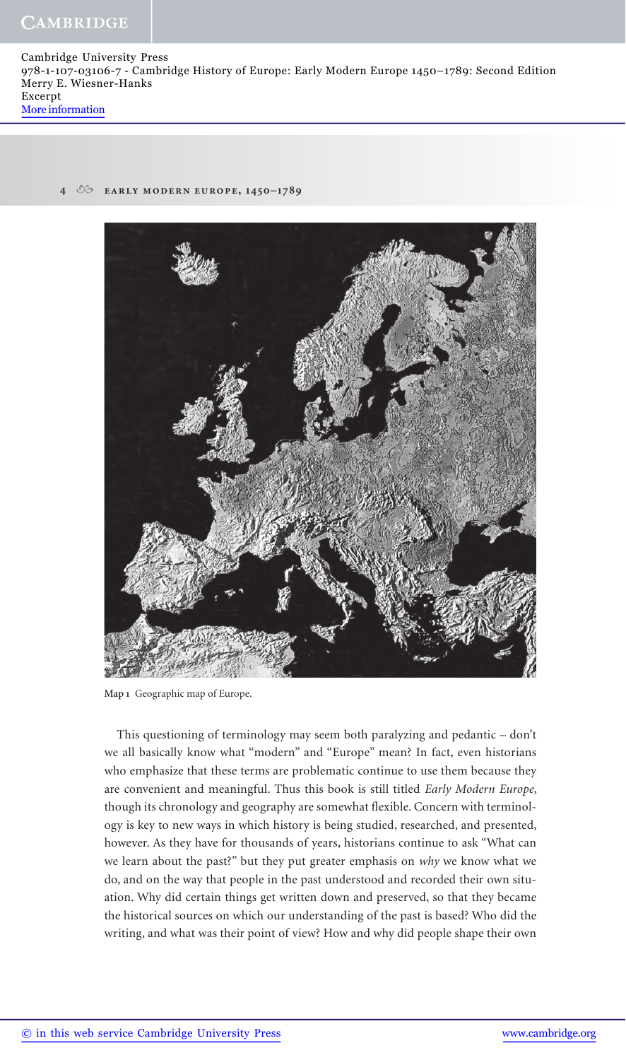Map 1 Geographic map of Europe.

This questioning of terminology may seem both paralyzing and pedantic – don't we all basically know what "modern" and "Europe" mean? In fact, even historians who emphasize that these terms are problematic continue to use them because they are convenient and meaningful. Thus this book is still titled *Early Modern Europe*, though its chronology and geography are somewhat flexible. Concern with terminology is key to new ways in which history is being studied, researched, and presented, however. As they have for thousands of years, historians continue to ask "What can we learn about the past?" but they put greater emphasis on *why* we know what we do, and on the way that people in the past understood and recorded their own situation. Why did certain things get written down and preserved, so that they became the historical sources on which our understanding of the past is based? Who did the writing, and what was their point of view? How and why did people shape their own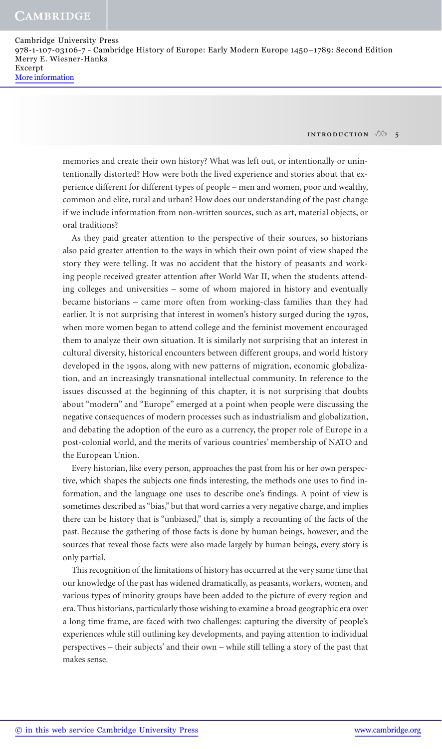memories and create their own history? What was left out, or intentionally or unintentionally distorted? How were both the lived experience and stories about that experience different for different types of people – men and women, poor and wealthy, common and elite, rural and urban? How does our understanding of the past change if we include information from non-written sources, such as art, material objects, or oral traditions?

As they paid greater attention to the perspective of their sources, so historians also paid greater attention to the ways in which their own point of view shaped the story they were telling. It was no accident that the history of peasants and working people received greater attention after World War II, when the students attending colleges and universities – some of whom majored in history and eventually became historians – came more often from working-class families than they had earlier. It is not surprising that interest in women's history surged during the 1970s, when more women began to attend college and the feminist movement encouraged them to analyze their own situation. It is similarly not surprising that an interest in cultural diversity, historical encounters between different groups, and world history developed in the 1990s, along with new patterns of migration, economic globalization, and an increasingly transnational intellectual community. In reference to the issues discussed at the beginning of this chapter, it is not surprising that doubts about "modern" and "Europe" emerged at a point when people were discussing the negative consequences of modern processes such as industrialism and globalization, and debating the adoption of the euro as a currency, the proper role of Europe in a post-colonial world, and the merits of various countries' membership of NATO and the European Union.

Every historian, like every person, approaches the past from his or her own perspective, which shapes the subjects one finds interesting, the methods one uses to find information, and the language one uses to describe one's findings. A point of view is sometimes described as "bias," but that word carries a very negative charge, and implies there can be history that is "unbiased," that is, simply a recounting of the facts of the past. Because the gathering of those facts is done by human beings, however, and the sources that reveal those facts were also made largely by human beings, every story is only partial.

This recognition of the limitations of history has occurred at the very same time that our knowledge of the past has widened dramatically, as peasants, workers, women, and various types of minority groups have been added to the picture of every region and era. Thus historians, particularly those wishing to examine a broad geographic era over a long time frame, are faced with two challenges: capturing the diversity of people's experiences while still outlining key developments, and paying attention to individual perspectives – their subjects' and their own – while still telling a story of the past that makes sense.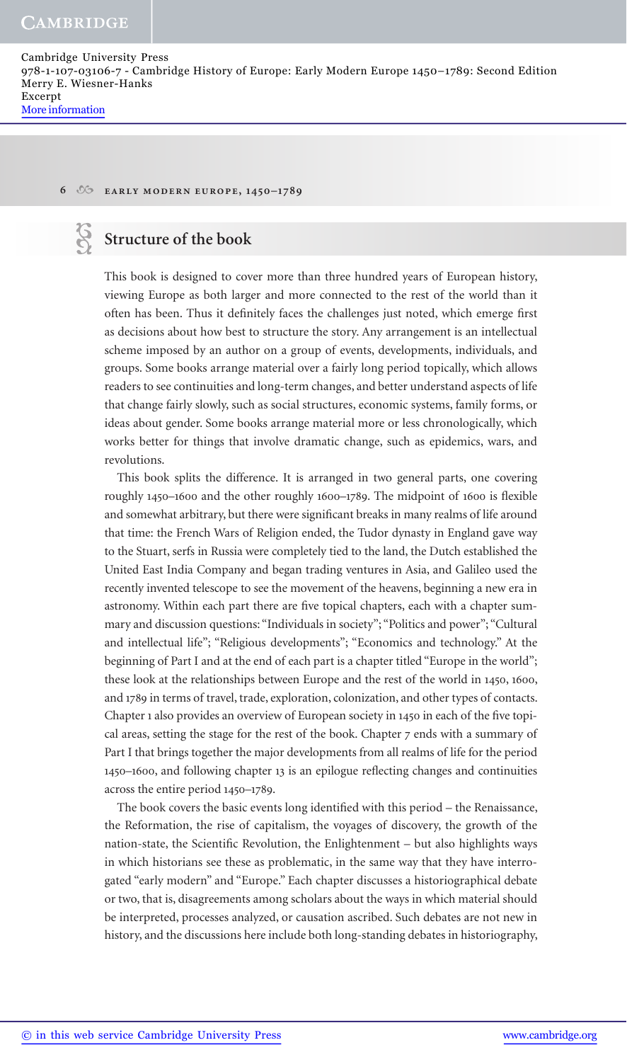## Structure of the book

This book is designed to cover more than three hundred years of European history, viewing Europe as both larger and more connected to the rest of the world than it often has been. Thus it definitely faces the challenges just noted, which emerge first as decisions about how best to structure the story. Any arrangement is an intellectual scheme imposed by an author on a group of events, developments, individuals, and groups. Some books arrange material over a fairly long period topically, which allows readers to see continuities and long-term changes, and better understand aspects of life that change fairly slowly, such as social structures, economic systems, family forms, or ideas about gender. Some books arrange material more or less chronologically, which works better for things that involve dramatic change, such as epidemics, wars, and revolutions.

This book splits the difference. It is arranged in two general parts, one covering roughly 1450–1600 and the other roughly 1600–1789. The midpoint of 1600 is flexible and somewhat arbitrary, but there were significant breaks in many realms of life around that time: the French Wars of Religion ended, the Tudor dynasty in England gave way to the Stuart, serfs in Russia were completely tied to the land, the Dutch established the United East India Company and began trading ventures in Asia, and Galileo used the recently invented telescope to see the movement of the heavens, beginning a new era in astronomy. Within each part there are five topical chapters, each with a chapter summary and discussion questions: "Individuals in society"; "Politics and power"; "Cultural and intellectual life"; "Religious developments"; "Economics and technology." At the beginning of Part I and at the end of each part is a chapter titled "Europe in the world"; these look at the relationships between Europe and the rest of the world in 1450, 1600, and 1789 in terms of travel, trade, exploration, colonization, and other types of contacts. Chapter 1 also provides an overview of European society in 1450 in each of the five topical areas, setting the stage for the rest of the book. Chapter 7 ends with a summary of Part I that brings together the major developments from all realms of life for the period 1450–1600, and following chapter 13 is an epilogue reflecting changes and continuities across the entire period 1450–1789.

The book covers the basic events long identified with this period – the Renaissance, the Reformation, the rise of capitalism, the voyages of discovery, the growth of the nation-state, the Scientific Revolution, the Enlightenment – but also highlights ways in which historians see these as problematic, in the same way that they have interrogated "early modern" and "Europe." Each chapter discusses a historiographical debate or two, that is, disagreements among scholars about the ways in which material should be interpreted, processes analyzed, or causation ascribed. Such debates are not new in history, and the discussions here include both long-standing debates in historiography,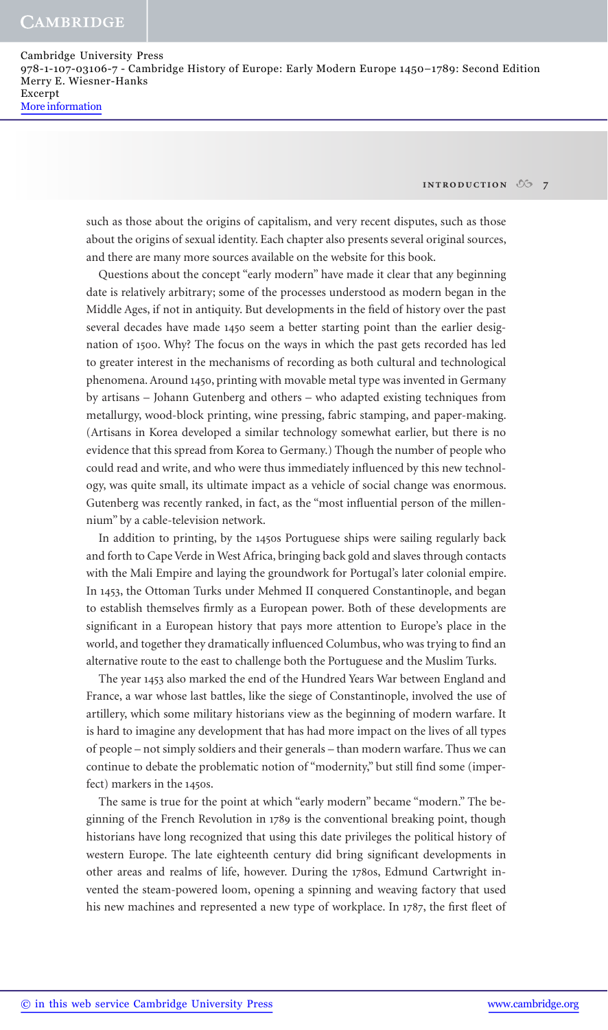such as those about the origins of capitalism, and very recent disputes, such as those about the origins of sexual identity. Each chapter also presents several original sources, and there are many more sources available on the website for this book.

Questions about the concept "early modern" have made it clear that any beginning date is relatively arbitrary; some of the processes understood as modern began in the Middle Ages, if not in antiquity. But developments in the field of history over the past several decades have made 1450 seem a better starting point than the earlier designation of 1500. Why? The focus on the ways in which the past gets recorded has led to greater interest in the mechanisms of recording as both cultural and technological phenomena. Around 1450, printing with movable metal type was invented in Germany by artisans – Johann Gutenberg and others – who adapted existing techniques from metallurgy, wood-block printing, wine pressing, fabric stamping, and paper-making. (Artisans in Korea developed a similar technology somewhat earlier, but there is no evidence that this spread from Korea to Germany.) Though the number of people who could read and write, and who were thus immediately influenced by this new technology, was quite small, its ultimate impact as a vehicle of social change was enormous. Gutenberg was recently ranked, in fact, as the "most influential person of the millennium" by a cable-television network.

In addition to printing, by the 1450s Portuguese ships were sailing regularly back and forth to Cape Verde in West Africa, bringing back gold and slaves through contacts with the Mali Empire and laying the groundwork for Portugal's later colonial empire. In 1453, the Ottoman Turks under Mehmed II conquered Constantinople, and began to establish themselves firmly as a European power. Both of these developments are significant in a European history that pays more attention to Europe's place in the world, and together they dramatically influenced Columbus, who was trying to find an alternative route to the east to challenge both the Portuguese and the Muslim Turks.

The year 1453 also marked the end of the Hundred Years War between England and France, a war whose last battles, like the siege of Constantinople, involved the use of artillery, which some military historians view as the beginning of modern warfare. It is hard to imagine any development that has had more impact on the lives of all types of people – not simply soldiers and their generals – than modern warfare. Thus we can continue to debate the problematic notion of "modernity," but still find some (imperfect) markers in the 1450s.

The same is true for the point at which "early modern" became "modern." The beginning of the French Revolution in 1789 is the conventional breaking point, though historians have long recognized that using this date privileges the political history of western Europe. The late eighteenth century did bring significant developments in other areas and realms of life, however. During the 1780s, Edmund Cartwright invented the steam-powered loom, opening a spinning and weaving factory that used his new machines and represented a new type of workplace. In 1787, the first fleet of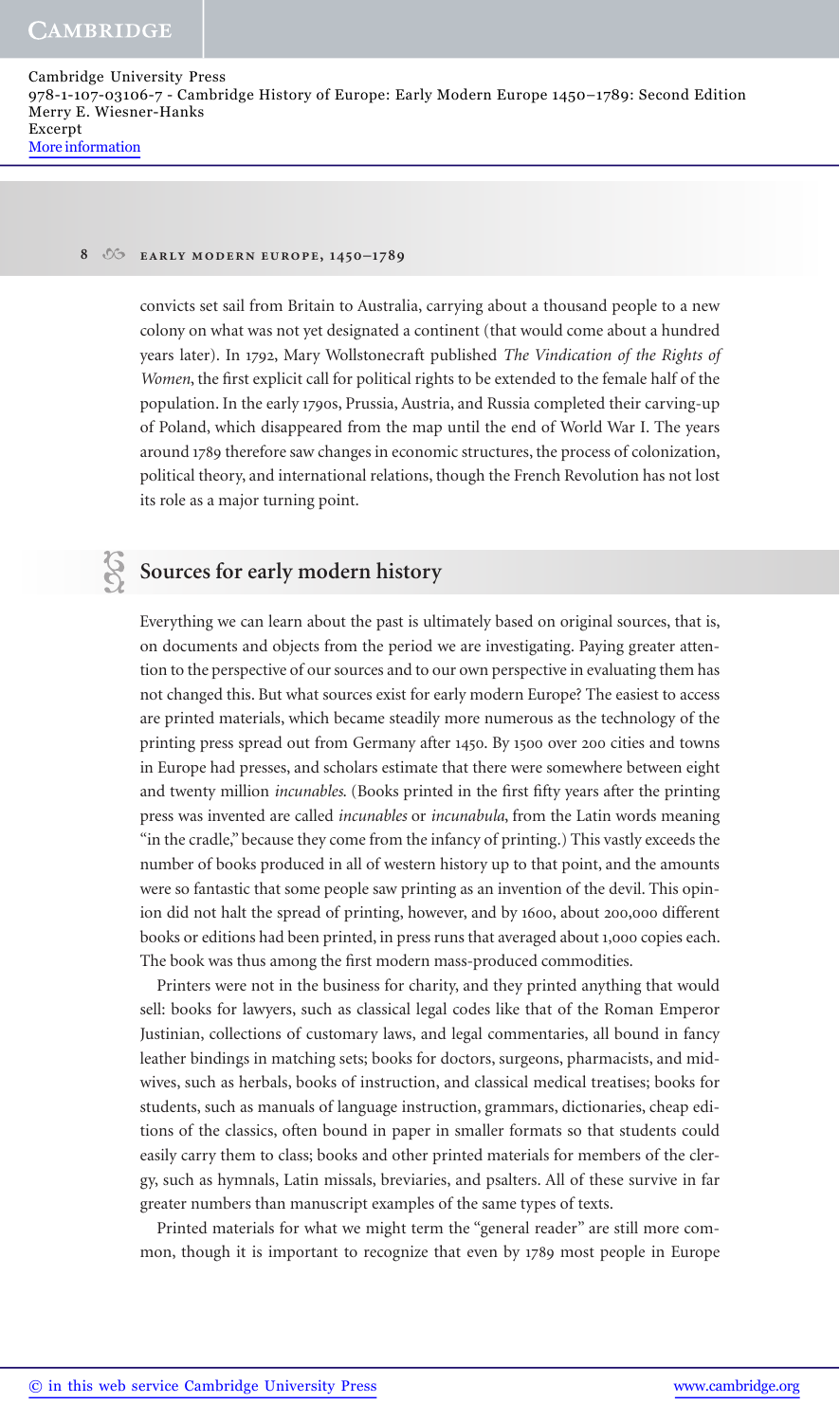convicts set sail from Britain to Australia, carrying about a thousand people to a new colony on what was not yet designated a continent (that would come about a hundred years later). In 1792, Mary Wollstonecraft published *The Vindication of the Rights of Women*, the first explicit call for political rights to be extended to the female half of the population. In the early 1790s, Prussia, Austria, and Russia completed their carving-up of Poland, which disappeared from the map until the end of World War I. The years around 1789 therefore saw changes in economic structures, the process of colonization, political theory, and international relations, though the French Revolution has not lost its role as a major turning point.

## Sources for early modern history

Everything we can learn about the past is ultimately based on original sources, that is, on documents and objects from the period we are investigating. Paying greater attention to the perspective of our sources and to our own perspective in evaluating them has not changed this. But what sources exist for early modern Europe? The easiest to access are printed materials, which became steadily more numerous as the technology of the printing press spread out from Germany after 1450. By 1500 over 200 cities and towns in Europe had presses, and scholars estimate that there were somewhere between eight and twenty million *incunables*. (Books printed in the first fifty years after the printing press was invented are called *incunables* or *incunabula*, from the Latin words meaning "in the cradle," because they come from the infancy of printing.) This vastly exceeds the number of books produced in all of western history up to that point, and the amounts were so fantastic that some people saw printing as an invention of the devil. This opinion did not halt the spread of printing, however, and by 1600, about 200,000 different books or editions had been printed, in press runs that averaged about 1,000 copies each. The book was thus among the first modern mass-produced commodities.

Printers were not in the business for charity, and they printed anything that would sell: books for lawyers, such as classical legal codes like that of the Roman Emperor Justinian, collections of customary laws, and legal commentaries, all bound in fancy leather bindings in matching sets; books for doctors, surgeons, pharmacists, and midwives, such as herbals, books of instruction, and classical medical treatises; books for students, such as manuals of language instruction, grammars, dictionaries, cheap editions of the classics, often bound in paper in smaller formats so that students could easily carry them to class; books and other printed materials for members of the clergy, such as hymnals, Latin missals, breviaries, and psalters. All of these survive in far greater numbers than manuscript examples of the same types of texts.

Printed materials for what we might term the "general reader" are still more common, though it is important to recognize that even by 1789 most people in Europe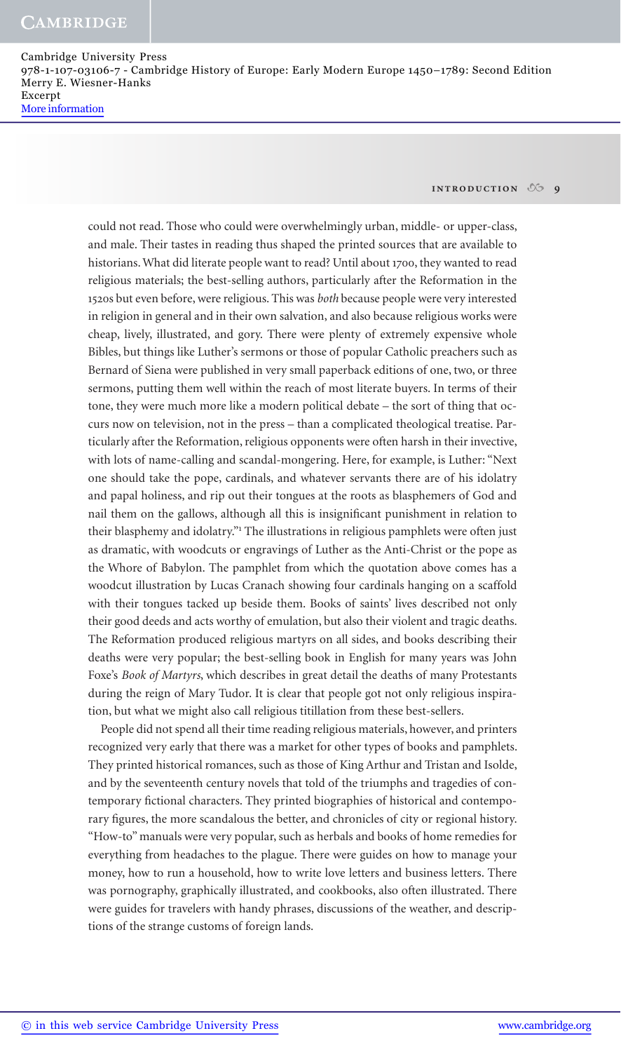could not read. Those who could were overwhelmingly urban, middle- or upper-class, and male. Their tastes in reading thus shaped the printed sources that are available to historians. What did literate people want to read? Until about 1700, they wanted to read religious materials; the best-selling authors, particularly after the Reformation in the 1520s but even before, were religious. This was *both* because people were very interested in religion in general and in their own salvation, and also because religious works were cheap, lively, illustrated, and gory. There were plenty of extremely expensive whole Bibles, but things like Luther's sermons or those of popular Catholic preachers such as Bernard of Siena were published in very small paperback editions of one, two, or three sermons, putting them well within the reach of most literate buyers. In terms of their tone, they were much more like a modern political debate – the sort of thing that occurs now on television, not in the press – than a complicated theological treatise. Particularly after the Reformation, religious opponents were often harsh in their invective, with lots of name-calling and scandal-mongering. Here, for example, is Luther: "Next one should take the pope, cardinals, and whatever servants there are of his idolatry and papal holiness, and rip out their tongues at the roots as blasphemers of God and nail them on the gallows, although all this is insignificant punishment in relation to their blasphemy and idolatry."[1] The illustrations in religious pamphlets were often just as dramatic, with woodcuts or engravings of Luther as the Anti-Christ or the pope as the Whore of Babylon. The pamphlet from which the quotation above comes has a woodcut illustration by Lucas Cranach showing four cardinals hanging on a scaffold with their tongues tacked up beside them. Books of saints' lives described not only their good deeds and acts worthy of emulation, but also their violent and tragic deaths. The Reformation produced religious martyrs on all sides, and books describing their deaths were very popular; the best-selling book in English for many years was John Foxe's *Book of Martyrs*, which describes in great detail the deaths of many Protestants during the reign of Mary Tudor. It is clear that people got not only religious inspiration, but what we might also call religious titillation from these best-sellers.

People did not spend all their time reading religious materials, however, and printers recognized very early that there was a market for other types of books and pamphlets. They printed historical romances, such as those of King Arthur and Tristan and Isolde, and by the seventeenth century novels that told of the triumphs and tragedies of contemporary fictional characters. They printed biographies of historical and contemporary figures, the more scandalous the better, and chronicles of city or regional history. "How-to" manuals were very popular, such as herbals and books of home remedies for everything from headaches to the plague. There were guides on how to manage your money, how to run a household, how to write love letters and business letters. There was pornography, graphically illustrated, and cookbooks, also often illustrated. There were guides for travelers with handy phrases, discussions of the weather, and descriptions of the strange customs of foreign lands.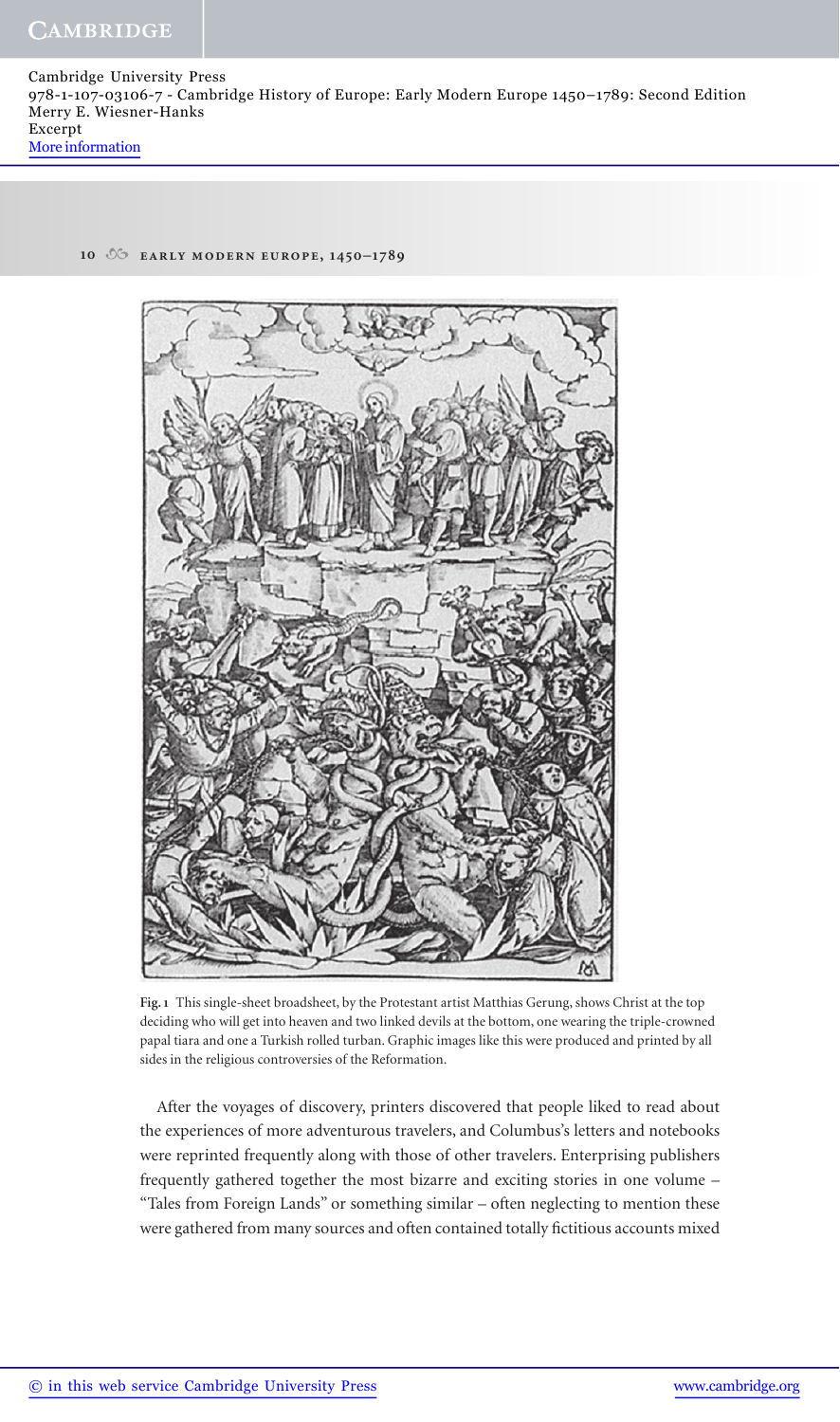Cambridge University Press
978-1-107-03106-7 - Cambridge History of Europe: Early Modern Europe 1450–1789: Second Edition
Merry E. Wiesner-Hanks
Excerpt
More information

**Fig. 1** This single-sheet broadsheet, by the Protestant artist Matthias Gerung, shows Christ at the top deciding who will get into heaven and two linked devils at the bottom, one wearing the triple-crowned papal tiara and one a Turkish rolled turban. Graphic images like this were produced and printed by all sides in the religious controversies of the Reformation.

After the voyages of discovery, printers discovered that people liked to read about the experiences of more adventurous travelers, and Columbus's letters and notebooks were reprinted frequently along with those of other travelers. Enterprising publishers frequently gathered together the most bizarre and exciting stories in one volume – "Tales from Foreign Lands" or something similar – often neglecting to mention these were gathered from many sources and often contained totally fictitious accounts mixed